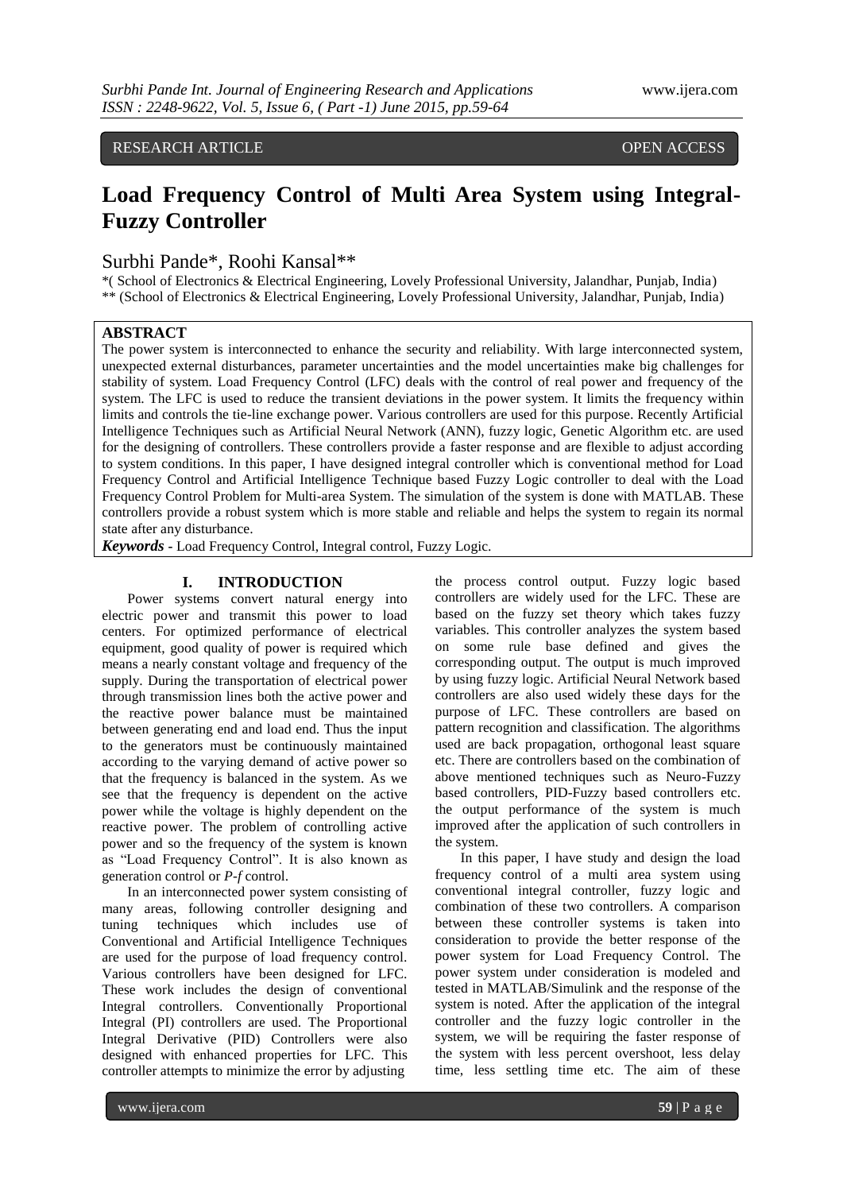RESEARCH ARTICLE OPEN ACCESS

# Load Frequency Control of Multi Area System using Integral-Fuzzy Controller

Surbhi Pande*, Roohi Kansal**

*( School of Electronics & Electrical Engineering, Lovely Professional University, Jalandhar, Punjab, India)
** (School of Electronics & Electrical Engineering, Lovely Professional University, Jalandhar, Punjab, India)

## ABSTRACT

The power system is interconnected to enhance the security and reliability. With large interconnected system, unexpected external disturbances, parameter uncertainties and the model uncertainties make big challenges for stability of system. Load Frequency Control (LFC) deals with the control of real power and frequency of the system. The LFC is used to reduce the transient deviations in the power system. It limits the frequency within limits and controls the tie-line exchange power. Various controllers are used for this purpose. Recently Artificial Intelligence Techniques such as Artificial Neural Network (ANN), fuzzy logic, Genetic Algorithm etc. are used for the designing of controllers. These controllers provide a faster response and are flexible to adjust according to system conditions. In this paper, I have designed integral controller which is conventional method for Load Frequency Control and Artificial Intelligence Technique based Fuzzy Logic controller to deal with the Load Frequency Control Problem for Multi-area System. The simulation of the system is done with MATLAB. These controllers provide a robust system which is more stable and reliable and helps the system to regain its normal state after any disturbance.

***Keywords*** - Load Frequency Control, Integral control, Fuzzy Logic.

## I. INTRODUCTION

Power systems convert natural energy into electric power and transmit this power to load centers. For optimized performance of electrical equipment, good quality of power is required which means a nearly constant voltage and frequency of the supply. During the transportation of electrical power through transmission lines both the active power and the reactive power balance must be maintained between generating end and load end. Thus the input to the generators must be continuously maintained according to the varying demand of active power so that the frequency is balanced in the system. As we see that the frequency is dependent on the active power while the voltage is highly dependent on the reactive power. The problem of controlling active power and so the frequency of the system is known as "Load Frequency Control". It is also known as generation control or *P-f* control.

In an interconnected power system consisting of many areas, following controller designing and tuning techniques which includes use of Conventional and Artificial Intelligence Techniques are used for the purpose of load frequency control. Various controllers have been designed for LFC. These work includes the design of conventional Integral controllers. Conventionally Proportional Integral (PI) controllers are used. The Proportional Integral Derivative (PID) Controllers were also designed with enhanced properties for LFC. This controller attempts to minimize the error by adjusting the process control output. Fuzzy logic based controllers are widely used for the LFC. These are based on the fuzzy set theory which takes fuzzy variables. This controller analyzes the system based on some rule base defined and gives the corresponding output. The output is much improved by using fuzzy logic. Artificial Neural Network based controllers are also used widely these days for the purpose of LFC. These controllers are based on pattern recognition and classification. The algorithms used are back propagation, orthogonal least square etc. There are controllers based on the combination of above mentioned techniques such as Neuro-Fuzzy based controllers, PID-Fuzzy based controllers etc. the output performance of the system is much improved after the application of such controllers in the system.

In this paper, I have study and design the load frequency control of a multi area system using conventional integral controller, fuzzy logic and combination of these two controllers. A comparison between these controller systems is taken into consideration to provide the better response of the power system for Load Frequency Control. The power system under consideration is modeled and tested in MATLAB/Simulink and the response of the system is noted. After the application of the integral controller and the fuzzy logic controller in the system, we will be requiring the faster response of the system with less percent overshoot, less delay time, less settling time etc. The aim of these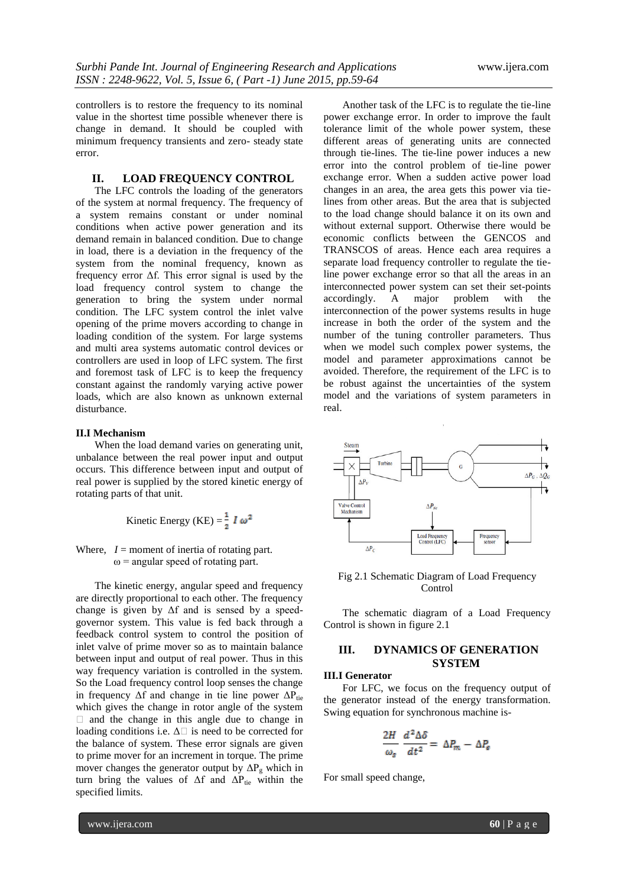controllers is to restore the frequency to its nominal value in the shortest time possible whenever there is change in demand. It should be coupled with minimum frequency transients and zero- steady state error.

## II. LOAD FREQUENCY CONTROL

The LFC controls the loading of the generators of the system at normal frequency. The frequency of a system remains constant or under nominal conditions when active power generation and its demand remain in balanced condition. Due to change in load, there is a deviation in the frequency of the system from the nominal frequency, known as frequency error $\Delta f$. This error signal is used by the load frequency control system to change the generation to bring the system under normal condition. The LFC system control the inlet valve opening of the prime movers according to change in loading condition of the system. For large systems and multi area systems automatic control devices or controllers are used in loop of LFC system. The first and foremost task of LFC is to keep the frequency constant against the randomly varying active power loads, which are also known as unknown external disturbance.

### II.I Mechanism

When the load demand varies on generating unit, unbalance between the real power input and output occurs. This difference between input and output of real power is supplied by the stored kinetic energy of rotating parts of that unit.

$$\text{Kinetic Energy (KE)} = \frac{1}{2} I \omega^2$$

Where, $I$ = moment of inertia of rotating part.
$\omega$ = angular speed of rotating part.

The kinetic energy, angular speed and frequency are directly proportional to each other. The frequency change is given by $\Delta f$ and is sensed by a speed-governor system. This value is fed back through a feedback control system to control the position of inlet valve of prime mover so as to maintain balance between input and output of real power. Thus in this way frequency variation is controlled in the system. So the Load frequency control loop senses the change in frequency $\Delta f$ and change in tie line power $\Delta P_{tie}$ which gives the change in rotor angle of the system □ and the change in this angle due to change in loading conditions i.e. $\Delta$□ is need to be corrected for the balance of system. These error signals are given to prime mover for an increment in torque. The prime mover changes the generator output by $\Delta P_g$ which in turn bring the values of $\Delta f$ and $\Delta P_{tie}$ within the specified limits.

Another task of the LFC is to regulate the tie-line power exchange error. In order to improve the fault tolerance limit of the whole power system, these different areas of generating units are connected through tie-lines. The tie-line power induces a new error into the control problem of tie-line power exchange error. When a sudden active power load changes in an area, the area gets this power via tie-lines from other areas. But the area that is subjected to the load change should balance it on its own and without external support. Otherwise there would be economic conflicts between the GENCOS and TRANSCOS of areas. Hence each area requires a separate load frequency controller to regulate the tie-line power exchange error so that all the areas in an interconnected power system can set their set-points accordingly. A major problem with the interconnection of the power systems results in huge increase in both the order of the system and the number of the tuning controller parameters. Thus when we model such complex power systems, the model and parameter approximations cannot be avoided. Therefore, the requirement of the LFC is to be robust against the uncertainties of the system model and the variations of system parameters in real.

Fig 2.1 Schematic Diagram of Load Frequency Control

The schematic diagram of a Load Frequency Control is shown in figure 2.1

## III. DYNAMICS OF GENERATION SYSTEM

### III.I Generator

For LFC, we focus on the frequency output of the generator instead of the energy transformation. Swing equation for synchronous machine is-

$$\frac{2H}{\omega_s}\frac{d^2\Delta\delta}{dt^2} = \Delta P_m - \Delta P_e$$

For small speed change,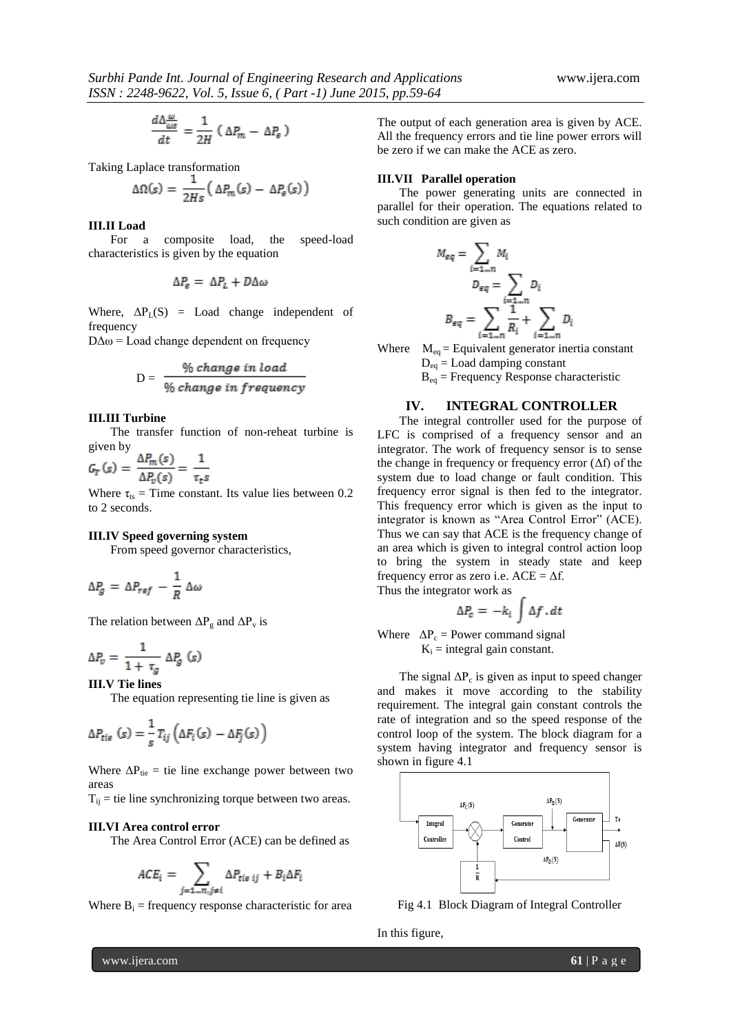$$\frac{d\Delta\frac{\omega}{\omega s}}{dt} = \frac{1}{2H}\left(\Delta P_m - \Delta P_e\right)$$

Taking Laplace transformation

$$\Delta\Omega(s) = \frac{1}{2Hs}\left(\Delta P_m(s) - \Delta P_e(s)\right)$$

### III.II Load

For a composite load, the speed-load characteristics is given by the equation

$$\Delta P_e = \Delta P_L + D\Delta\omega$$

Where, $\Delta P_L(S)$ = Load change independent of frequency

$D\Delta\omega$ = Load change dependent on frequency

$$D = \frac{\%\ change\ in\ load}{\%\ change\ in\ frequency}$$

### III.III Turbine

The transfer function of non-reheat turbine is given by

$$G_T(s) = \frac{\Delta P_m(s)}{\Delta P_v(s)} = \frac{1}{\tau_t s}$$

Where $\tau_{ts}$ = Time constant. Its value lies between 0.2 to 2 seconds.

### III.IV Speed governing system

From speed governor characteristics,

$$\Delta P_g = \Delta P_{ref} - \frac{1}{R}\Delta\omega$$

The relation between $\Delta P_g$ and $\Delta P_v$ is

$$\Delta P_v = \frac{1}{1+\tau_g}\Delta P_g(s)$$

### III.V Tie lines

The equation representing tie line is given as

$$\Delta P_{tie}(s) = \frac{1}{s}T_{ij}\left(\Delta F_i(s) - \Delta F_j(s)\right)$$

Where $\Delta P_{tie}$ = tie line exchange power between two areas

$T_{ij}$ = tie line synchronizing torque between two areas.

### III.VI Area control error

The Area Control Error (ACE) can be defined as

$$ACE_i = \sum_{j=1\ldots n, j\neq i} \Delta P_{tie\ ij} + B_i\Delta F_i$$

Where $B_i$ = frequency response characteristic for area

The output of each generation area is given by ACE. All the frequency errors and tie line power errors will be zero if we can make the ACE as zero.

### III.VII Parallel operation

The power generating units are connected in parallel for their operation. The equations related to such condition are given as

$$M_{eq} = \sum_{i=1\ldots n} M_i$$

$$D_{eq} = \sum_{i=1\ldots n} D_i$$

$$B_{eq} = \sum_{i=1\ldots n} \frac{1}{R_i} + \sum_{i=1\ldots n} D_i$$

Where $M_{eq}$ = Equivalent generator inertia constant

$D_{eq}$ = Load damping constant

$B_{eq}$ = Frequency Response characteristic

## IV. INTEGRAL CONTROLLER

The integral controller used for the purpose of LFC is comprised of a frequency sensor and an integrator. The work of frequency sensor is to sense the change in frequency or frequency error ($\Delta f$) of the system due to load change or fault condition. This frequency error signal is then fed to the integrator. This frequency error which is given as the input to integrator is known as "Area Control Error" (ACE). Thus we can say that ACE is the frequency change of an area which is given to integral control action loop to bring the system in steady state and keep frequency error as zero i.e. ACE = $\Delta f$.

Thus the integrator work as

$$\Delta P_c = -k_i\int \Delta f.dt$$

Where $\Delta P_c$ = Power command signal

$K_i$ = integral gain constant.

The signal $\Delta P_c$ is given as input to speed changer and makes it move according to the stability requirement. The integral gain constant controls the rate of integration and so the speed response of the control loop of the system. The block diagram for a system having integrator and frequency sensor is shown in figure 4.1

Fig 4.1 Block Diagram of Integral Controller

In this figure,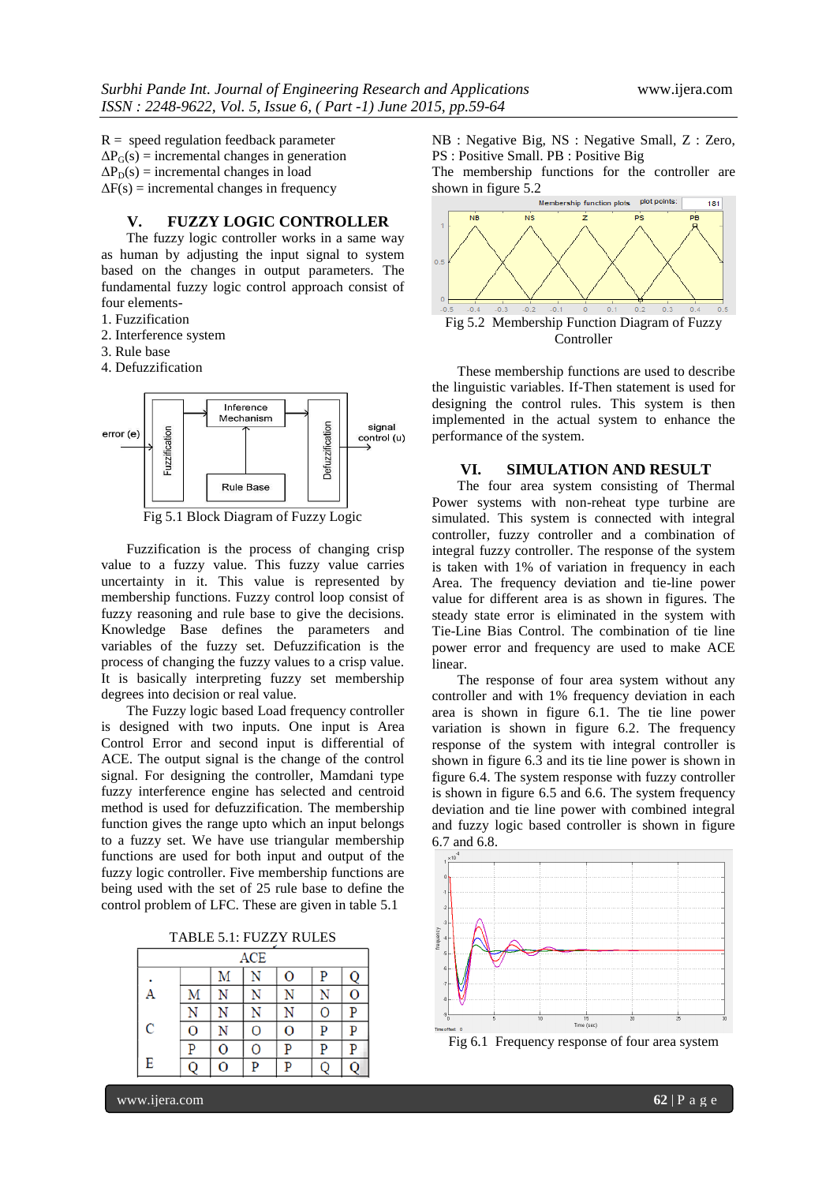R = speed regulation feedback parameter
$\Delta P_G(s)$ = incremental changes in generation
$\Delta P_D(s)$ = incremental changes in load
$\Delta F(s)$ = incremental changes in frequency

## V. FUZZY LOGIC CONTROLLER

The fuzzy logic controller works in a same way as human by adjusting the input signal to system based on the changes in output parameters. The fundamental fuzzy logic control approach consist of four elements-

1. Fuzzification
2. Interference system
3. Rule base
4. Defuzzification

Fig 5.1 Block Diagram of Fuzzy Logic

Fuzzification is the process of changing crisp value to a fuzzy value. This fuzzy value carries uncertainty in it. This value is represented by membership functions. Fuzzy control loop consist of fuzzy reasoning and rule base to give the decisions. Knowledge Base defines the parameters and variables of the fuzzy set. Defuzzification is the process of changing the fuzzy values to a crisp value. It is basically interpreting fuzzy set membership degrees into decision or real value.

The Fuzzy logic based Load frequency controller is designed with two inputs. One input is Area Control Error and second input is differential of ACE. The output signal is the change of the control signal. For designing the controller, Mamdani type fuzzy interference engine has selected and centroid method is used for defuzzification. The membership function gives the range upto which an input belongs to a fuzzy set. We have use triangular membership functions are used for both input and output of the fuzzy logic controller. Five membership functions are being used with the set of 25 rule base to define the control problem of LFC. These are given in table 5.1

TABLE 5.1: FUZZY RULES

| | ACE | | | | |
|---|---|---|---|---|---|
| **.** | M | N | O | P | Q |
| **A** M | N | N | N | N | O |
| N | N | N | N | O | P |
| **C** O | N | O | O | P | P |
| P | O | O | P | P | P |
| **E** Q | O | P | P | Q | Q |

NB : Negative Big, NS : Negative Small, Z : Zero, PS : Positive Small. PB : Positive Big

The membership functions for the controller are shown in figure 5.2

Fig 5.2 Membership Function Diagram of Fuzzy Controller

These membership functions are used to describe the linguistic variables. If-Then statement is used for designing the control rules. This system is then implemented in the actual system to enhance the performance of the system.

## VI. SIMULATION AND RESULT

The four area system consisting of Thermal Power systems with non-reheat type turbine are simulated. This system is connected with integral controller, fuzzy controller and a combination of integral fuzzy controller. The response of the system is taken with 1% of variation in frequency in each Area. The frequency deviation and tie-line power value for different area is as shown in figures. The steady state error is eliminated in the system with Tie-Line Bias Control. The combination of tie line power error and frequency are used to make ACE linear.

The response of four area system without any controller and with 1% frequency deviation in each area is shown in figure 6.1. The tie line power variation is shown in figure 6.2. The frequency response of the system with integral controller is shown in figure 6.3 and its tie line power is shown in figure 6.4. The system response with fuzzy controller is shown in figure 6.5 and 6.6. The system frequency deviation and tie line power with combined integral and fuzzy logic based controller is shown in figure 6.7 and 6.8.

Fig 6.1 Frequency response of four area system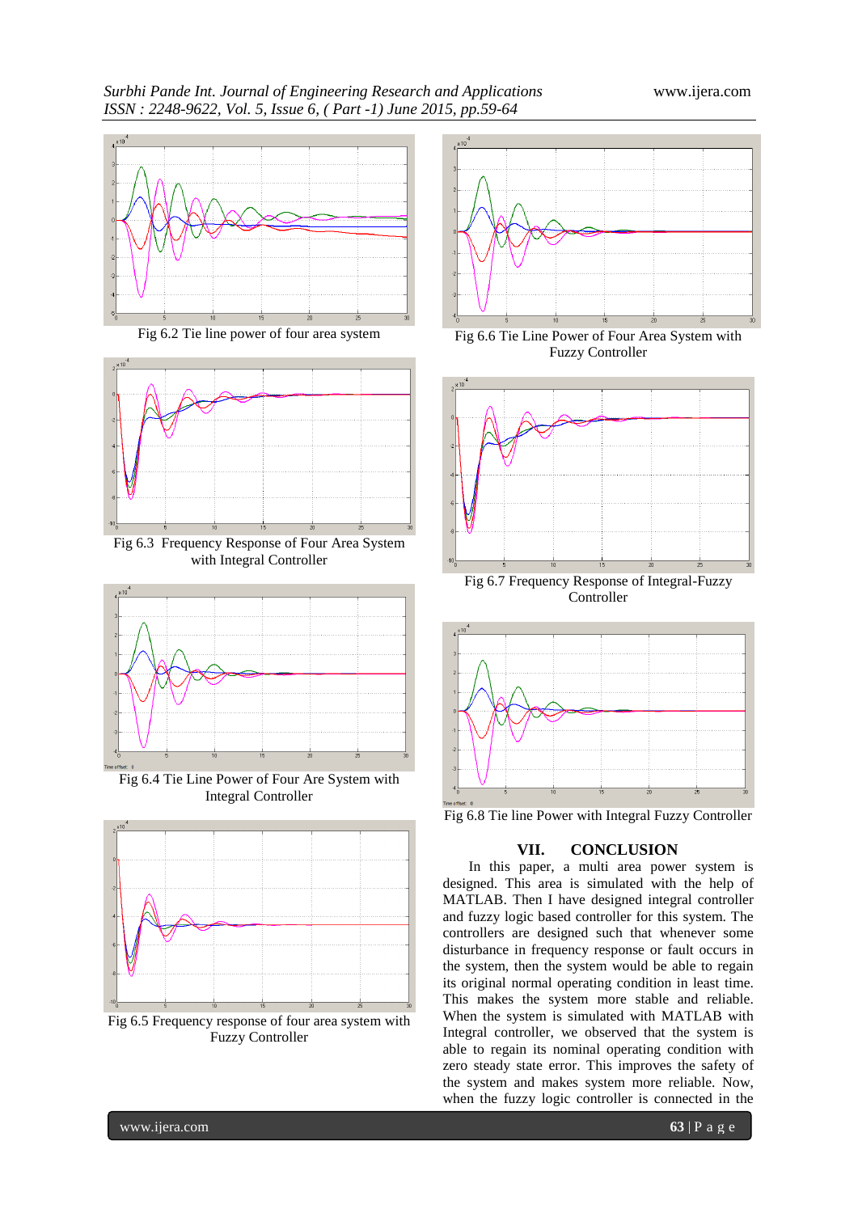Fig 6.2 Tie line power of four area system

Fig 6.3 Frequency Response of Four Area System with Integral Controller

Fig 6.4 Tie Line Power of Four Are System with Integral Controller

Fig 6.5 Frequency response of four area system with Fuzzy Controller

Fig 6.6 Tie Line Power of Four Area System with Fuzzy Controller

Fig 6.7 Frequency Response of Integral-Fuzzy Controller

Fig 6.8 Tie line Power with Integral Fuzzy Controller

## VII. CONCLUSION

In this paper, a multi area power system is designed. This area is simulated with the help of MATLAB. Then I have designed integral controller and fuzzy logic based controller for this system. The controllers are designed such that whenever some disturbance in frequency response or fault occurs in the system, then the system would be able to regain its original normal operating condition in least time. This makes the system more stable and reliable. When the system is simulated with MATLAB with Integral controller, we observed that the system is able to regain its nominal operating condition with zero steady state error. This improves the safety of the system and makes system more reliable. Now, when the fuzzy logic controller is connected in the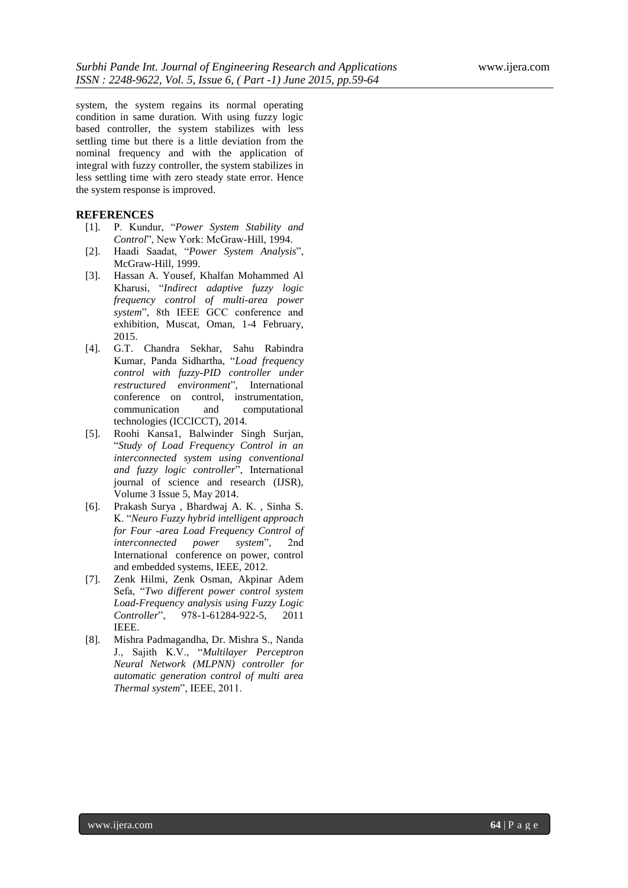system, the system regains its normal operating condition in same duration. With using fuzzy logic based controller, the system stabilizes with less settling time but there is a little deviation from the nominal frequency and with the application of integral with fuzzy controller, the system stabilizes in less settling time with zero steady state error. Hence the system response is improved.

## REFERENCES

[1]. P. Kundur, "*Power System Stability and Control*", New York: McGraw-Hill, 1994.

[2]. Haadi Saadat, "*Power System Analysis*", McGraw-Hill, 1999.

[3]. Hassan A. Yousef, Khalfan Mohammed Al Kharusi, "*Indirect adaptive fuzzy logic frequency control of multi-area power system*", 8th IEEE GCC conference and exhibition, Muscat, Oman, 1-4 February, 2015.

[4]. G.T. Chandra Sekhar, Sahu Rabindra Kumar, Panda Sidhartha, "*Load frequency control with fuzzy-PID controller under restructured environment*", International conference on control, instrumentation, communication and computational technologies (ICCICCT), 2014.

[5]. Roohi Kansa1, Balwinder Singh Surjan, "*Study of Load Frequency Control in an interconnected system using conventional and fuzzy logic controller*", International journal of science and research (IJSR), Volume 3 Issue 5, May 2014.

[6]. Prakash Surya , Bhardwaj A. K. , Sinha S. K. "*Neuro Fuzzy hybrid intelligent approach for Four -area Load Frequency Control of interconnected power system*", 2nd International conference on power, control and embedded systems, IEEE, 2012.

[7]. Zenk Hilmi, Zenk Osman, Akpinar Adem Sefa, "*Two different power control system Load-Frequency analysis using Fuzzy Logic Controller*", 978-1-61284-922-5, 2011 IEEE.

[8]. Mishra Padmagandha, Dr. Mishra S., Nanda J., Sajith K.V., "*Multilayer Perceptron Neural Network (MLPNN) controller for automatic generation control of multi area Thermal system*", IEEE, 2011.